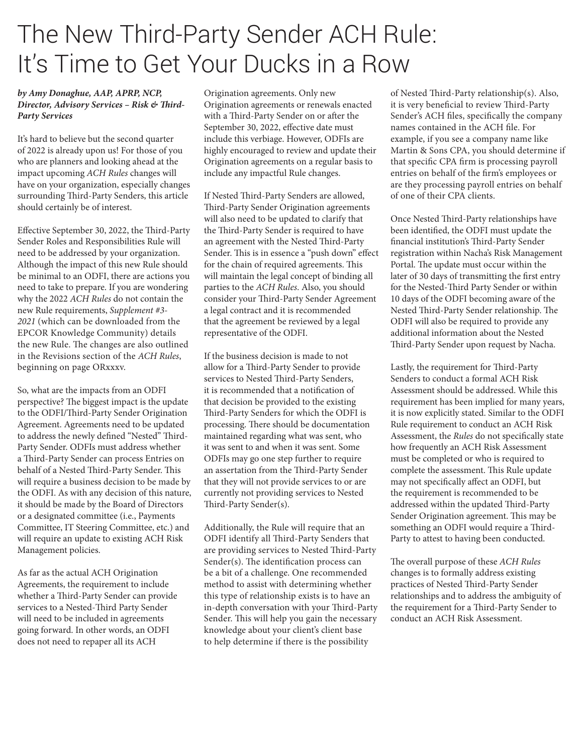# The New Third-Party Sender ACH Rule: It's Time to Get Your Ducks in a Row

***by Amy Donaghue, AAP, APRP, NCP, Director, Advisory Services – Risk & Third-Party Services***

It's hard to believe but the second quarter of 2022 is already upon us! For those of you who are planners and looking ahead at the impact upcoming *ACH Rules* changes will have on your organization, especially changes surrounding Third-Party Senders, this article should certainly be of interest.

Effective September 30, 2022, the Third-Party Sender Roles and Responsibilities Rule will need to be addressed by your organization. Although the impact of this new Rule should be minimal to an ODFI, there are actions you need to take to prepare. If you are wondering why the 2022 *ACH Rules* do not contain the new Rule requirements, *Supplement #3-2021* (which can be downloaded from the EPCOR Knowledge Community) details the new Rule. The changes are also outlined in the Revisions section of the *ACH Rules*, beginning on page ORxxxv.

So, what are the impacts from an ODFI perspective? The biggest impact is the update to the ODFI/Third-Party Sender Origination Agreement. Agreements need to be updated to address the newly defined "Nested" Third-Party Sender. ODFIs must address whether a Third-Party Sender can process Entries on behalf of a Nested Third-Party Sender. This will require a business decision to be made by the ODFI. As with any decision of this nature, it should be made by the Board of Directors or a designated committee (i.e., Payments Committee, IT Steering Committee, etc.) and will require an update to existing ACH Risk Management policies.

As far as the actual ACH Origination Agreements, the requirement to include whether a Third-Party Sender can provide services to a Nested-Third Party Sender will need to be included in agreements going forward. In other words, an ODFI does not need to repaper all its ACH Origination agreements. Only new Origination agreements or renewals enacted with a Third-Party Sender on or after the September 30, 2022, effective date must include this verbiage. However, ODFIs are highly encouraged to review and update their Origination agreements on a regular basis to include any impactful Rule changes.

If Nested Third-Party Senders are allowed, Third-Party Sender Origination agreements will also need to be updated to clarify that the Third-Party Sender is required to have an agreement with the Nested Third-Party Sender. This is in essence a "push down" effect for the chain of required agreements. This will maintain the legal concept of binding all parties to the *ACH Rules*. Also, you should consider your Third-Party Sender Agreement a legal contract and it is recommended that the agreement be reviewed by a legal representative of the ODFI.

If the business decision is made to not allow for a Third-Party Sender to provide services to Nested Third-Party Senders, it is recommended that a notification of that decision be provided to the existing Third-Party Senders for which the ODFI is processing. There should be documentation maintained regarding what was sent, who it was sent to and when it was sent. Some ODFIs may go one step further to require an assertation from the Third-Party Sender that they will not provide services to or are currently not providing services to Nested Third-Party Sender(s).

Additionally, the Rule will require that an ODFI identify all Third-Party Senders that are providing services to Nested Third-Party Sender(s). The identification process can be a bit of a challenge. One recommended method to assist with determining whether this type of relationship exists is to have an in-depth conversation with your Third-Party Sender. This will help you gain the necessary knowledge about your client's client base to help determine if there is the possibility of Nested Third-Party relationship(s). Also, it is very beneficial to review Third-Party Sender's ACH files, specifically the company names contained in the ACH file. For example, if you see a company name like Martin & Sons CPA, you should determine if that specific CPA firm is processing payroll entries on behalf of the firm's employees or are they processing payroll entries on behalf of one of their CPA clients.

Once Nested Third-Party relationships have been identified, the ODFI must update the financial institution's Third-Party Sender registration within Nacha's Risk Management Portal. The update must occur within the later of 30 days of transmitting the first entry for the Nested-Third Party Sender or within 10 days of the ODFI becoming aware of the Nested Third-Party Sender relationship. The ODFI will also be required to provide any additional information about the Nested Third-Party Sender upon request by Nacha.

Lastly, the requirement for Third-Party Senders to conduct a formal ACH Risk Assessment should be addressed. While this requirement has been implied for many years, it is now explicitly stated. Similar to the ODFI Rule requirement to conduct an ACH Risk Assessment, the *Rules* do not specifically state how frequently an ACH Risk Assessment must be completed or who is required to complete the assessment. This Rule update may not specifically affect an ODFI, but the requirement is recommended to be addressed within the updated Third-Party Sender Origination agreement. This may be something an ODFI would require a Third-Party to attest to having been conducted.

The overall purpose of these *ACH Rules* changes is to formally address existing practices of Nested Third-Party Sender relationships and to address the ambiguity of the requirement for a Third-Party Sender to conduct an ACH Risk Assessment.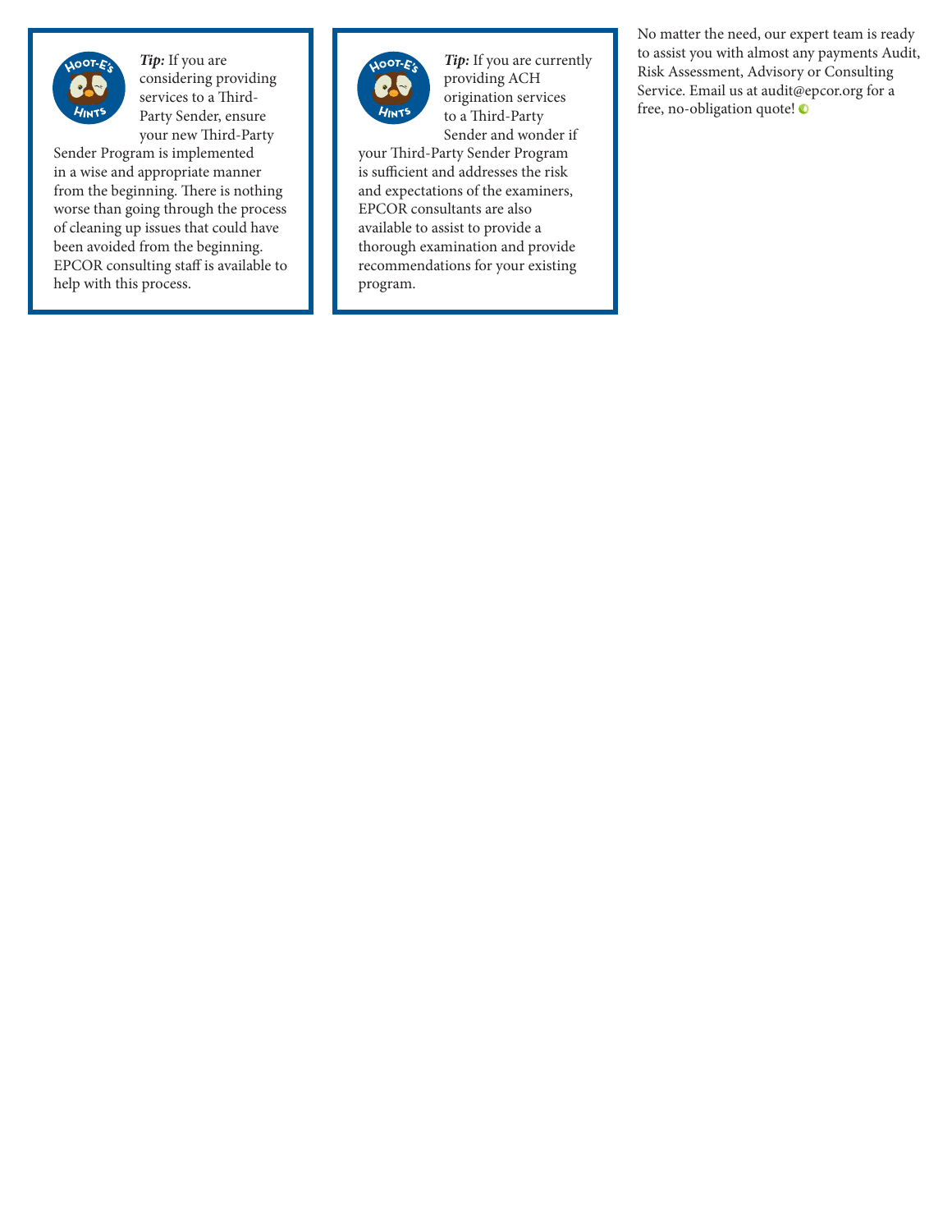***Tip:*** If you are considering providing services to a Third-Party Sender, ensure your new Third-Party Sender Program is implemented in a wise and appropriate manner from the beginning. There is nothing worse than going through the process of cleaning up issues that could have been avoided from the beginning. EPCOR consulting staff is available to help with this process.

***Tip:*** If you are currently providing ACH origination services to a Third-Party Sender and wonder if your Third-Party Sender Program is sufficient and addresses the risk and expectations of the examiners, EPCOR consultants are also available to assist to provide a thorough examination and provide recommendations for your existing program.

No matter the need, our expert team is ready to assist you with almost any payments Audit, Risk Assessment, Advisory or Consulting Service. Email us at audit@epcor.org for a free, no-obligation quote!